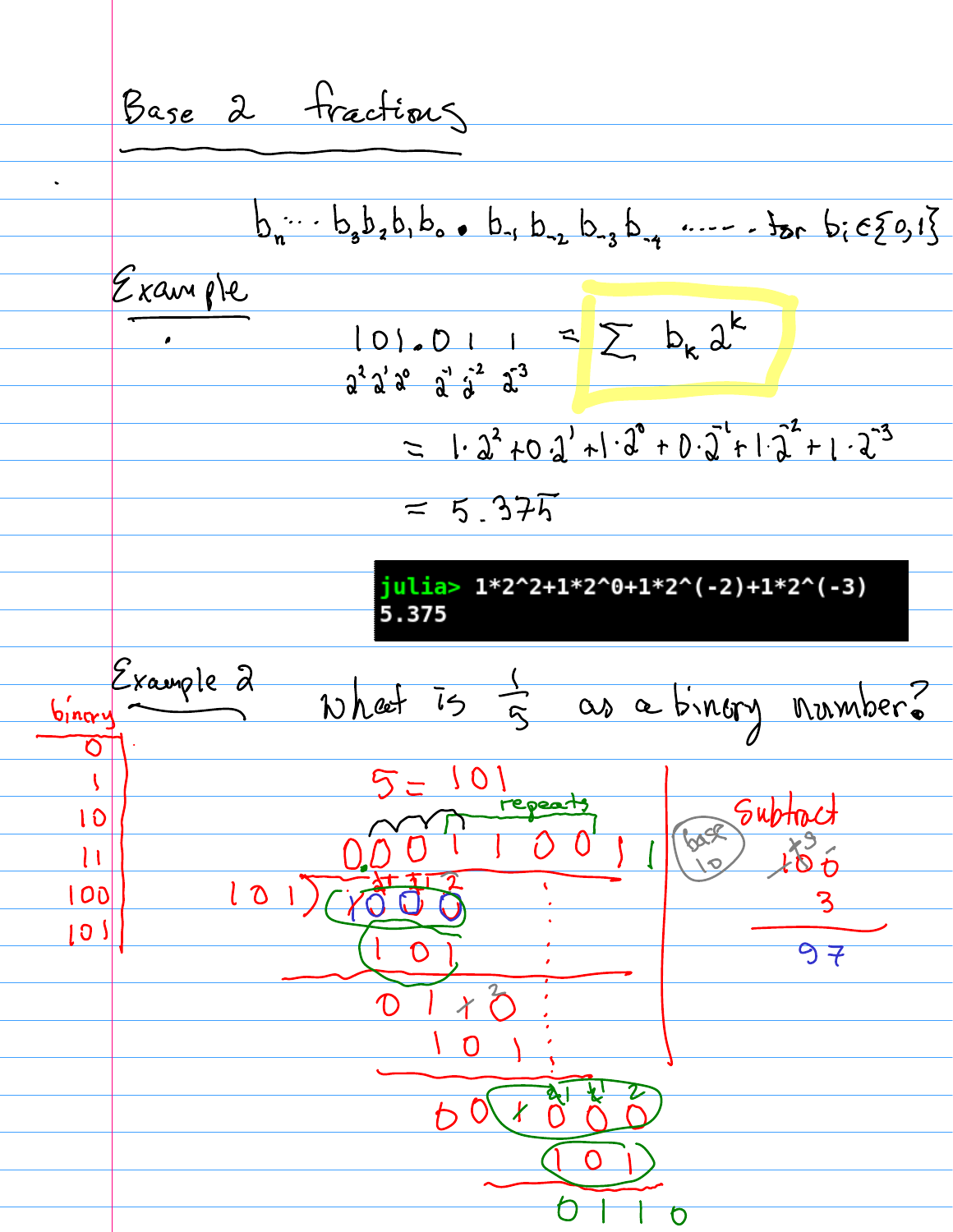# Base 2 fractions

$$b_n \cdots b_3 b_2 b_1 b_0 . b_{-1} b_{-2} b_{-3} b_{-4} \cdots \quad \text{for } b_i \in \{0,1\}$$

## Example

$$\underset{2^2\,2^1\,2^0}{101}.\underset{2^{-1}\,2^{-2}\,2^{-3}}{011} = \sum b_k 2^k$$

$$= 1\cdot 2^2 + 0\cdot 2^1 + 1\cdot 2^0 + 0\cdot 2^{-1} + 1\cdot 2^{-2} + 1\cdot 2^{-3}$$

$$= 5.375$$

```
julia> 1*2^2+1*2^0+1*2^(-2)+1*2^(-3)
5.375
```

## Example 2

What is $\frac{1}{5}$ as a binary number?

| binary |
|---|
| 0 |
| 1 |
| 10 |
| 11 |
| 100 |
| 101 |

$5 = 101$

```
        repeats
     0.0 0 1 1 0 0 1 1
    ________________
101 ) 1.0 0 0
        1 0 1
       ------
        0 1 1 0
          1 0 1
         ------
          0 0 1 0 0 0
              1 0 1
             ------
              0 1 1 0
```

Subtract (base 10):

$$\begin{array}{r} 100 \\ -\;3 \\ \hline 97 \end{array}$$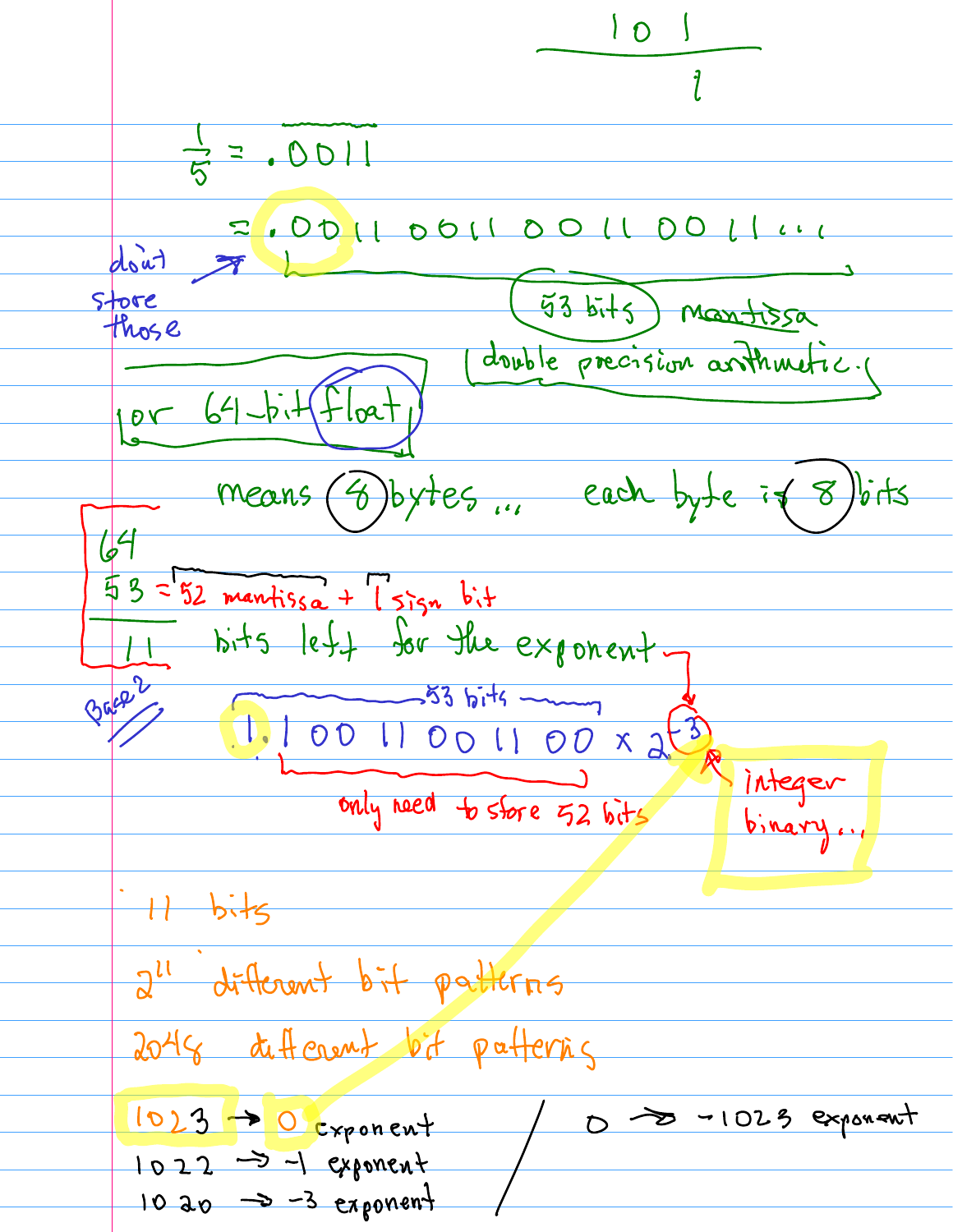$$\frac{101}{1}$$

$$\frac{1}{5} = .\overline{0011}$$

$$= .0011\ 0011\ 0011\ 0011 \ldots$$

don't store those

53 bits mantissa

double precision arithmetic.

for 64-bit float

means 8 bytes... each byte is 8 bits

$$\begin{array}{l} 64 \\ 53 = 52 \text{ mantissa} + 1 \text{ sign bit} \\ \hline 11 \quad \text{bits left for the exponent} \end{array}$$

Base 2

53 bits

$$1.1001100110 0 \times 2^{-3}$$

only need to store 52 bits

integer binary...

11 bits

$2^{11}$ different bit patterns

2048 different bit patterns

1023 → 0 exponent

1022 → -1 exponent

1020 → -3 exponent

0 → -1023 exponent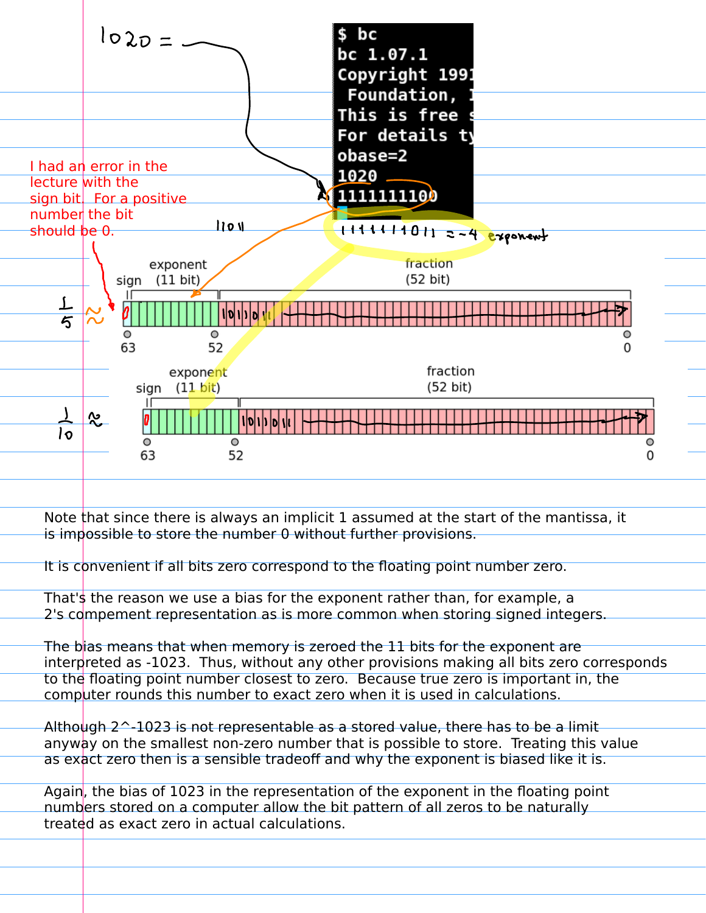$1020 =$

```
$ bc
bc 1.07.1
Copyright 1991
 Foundation, I
This is free s
For details ty
obase=2
1020
1111111100
```

11111111011 = -4 exponent

1101

I had an error in the lecture with the sign bit. For a positive number the bit should be 0.

$\frac{1}{5} \approx$

sign exponent (11 bit) fraction (52 bit)

0 | 1011011 ...

63 52 0

$\frac{1}{10} \approx$

sign exponent (11 bit) fraction (52 bit)

0 | 1011011 ...

63 52 0

Note that since there is always an implicit 1 assumed at the start of the mantissa, it is impossible to store the number 0 without further provisions.

It is convenient if all bits zero correspond to the floating point number zero.

That's the reason we use a bias for the exponent rather than, for example, a 2's compement representation as is more common when storing signed integers.

The bias means that when memory is zeroed the 11 bits for the exponent are interpreted as -1023. Thus, without any other provisions making all bits zero corresponds to the floating point number closest to zero. Because true zero is important in, the computer rounds this number to exact zero when it is used in calculations.

Although 2^-1023 is not representable as a stored value, there has to be a limit anyway on the smallest non-zero number that is possible to store. Treating this value as exact zero then is a sensible tradeoff and why the exponent is biased like it is.

Again, the bias of 1023 in the representation of the exponent in the floating point numbers stored on a computer allow the bit pattern of all zeros to be naturally treated as exact zero in actual calculations.